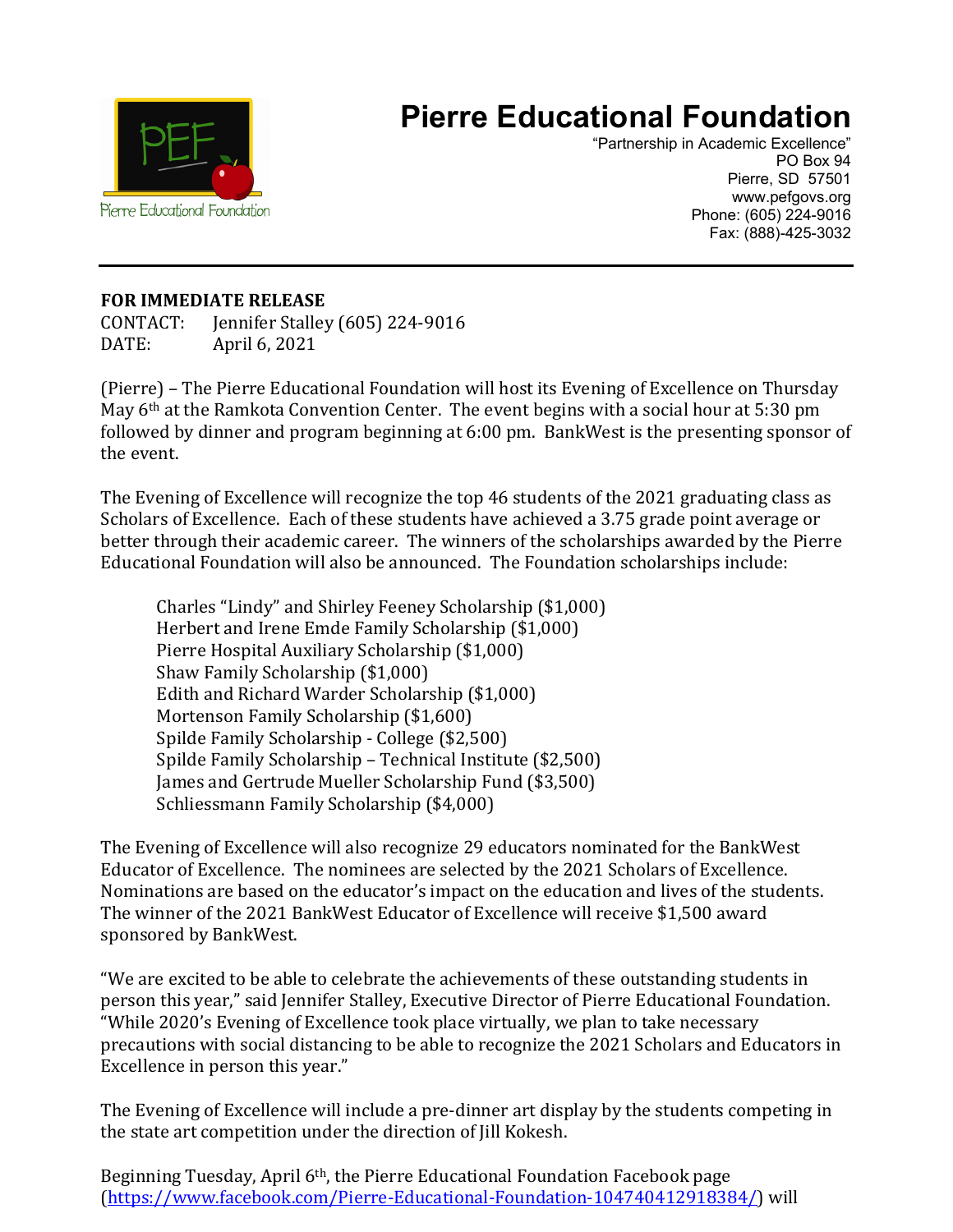# Pierre Educational Foundation

"Partnership in Academic Excellence"
PO Box 94
Pierre, SD 57501
www.pefgovs.org
Phone: (605) 224-9016
Fax: (888)-425-3032

---

**FOR IMMEDIATE RELEASE**
CONTACT: Jennifer Stalley (605) 224-9016
DATE: April 6, 2021

(Pierre) – The Pierre Educational Foundation will host its Evening of Excellence on Thursday May 6th at the Ramkota Convention Center. The event begins with a social hour at 5:30 pm followed by dinner and program beginning at 6:00 pm. BankWest is the presenting sponsor of the event.

The Evening of Excellence will recognize the top 46 students of the 2021 graduating class as Scholars of Excellence. Each of these students have achieved a 3.75 grade point average or better through their academic career. The winners of the scholarships awarded by the Pierre Educational Foundation will also be announced. The Foundation scholarships include:

- Charles "Lindy" and Shirley Feeney Scholarship ($1,000)
- Herbert and Irene Emde Family Scholarship ($1,000)
- Pierre Hospital Auxiliary Scholarship ($1,000)
- Shaw Family Scholarship ($1,000)
- Edith and Richard Warder Scholarship ($1,000)
- Mortenson Family Scholarship ($1,600)
- Spilde Family Scholarship - College ($2,500)
- Spilde Family Scholarship – Technical Institute ($2,500)
- James and Gertrude Mueller Scholarship Fund ($3,500)
- Schliessmann Family Scholarship ($4,000)

The Evening of Excellence will also recognize 29 educators nominated for the BankWest Educator of Excellence. The nominees are selected by the 2021 Scholars of Excellence. Nominations are based on the educator's impact on the education and lives of the students. The winner of the 2021 BankWest Educator of Excellence will receive $1,500 award sponsored by BankWest.

"We are excited to be able to celebrate the achievements of these outstanding students in person this year," said Jennifer Stalley, Executive Director of Pierre Educational Foundation. "While 2020's Evening of Excellence took place virtually, we plan to take necessary precautions with social distancing to be able to recognize the 2021 Scholars and Educators in Excellence in person this year."

The Evening of Excellence will include a pre-dinner art display by the students competing in the state art competition under the direction of Jill Kokesh.

Beginning Tuesday, April 6th, the Pierre Educational Foundation Facebook page (https://www.facebook.com/Pierre-Educational-Foundation-104740412918384/) will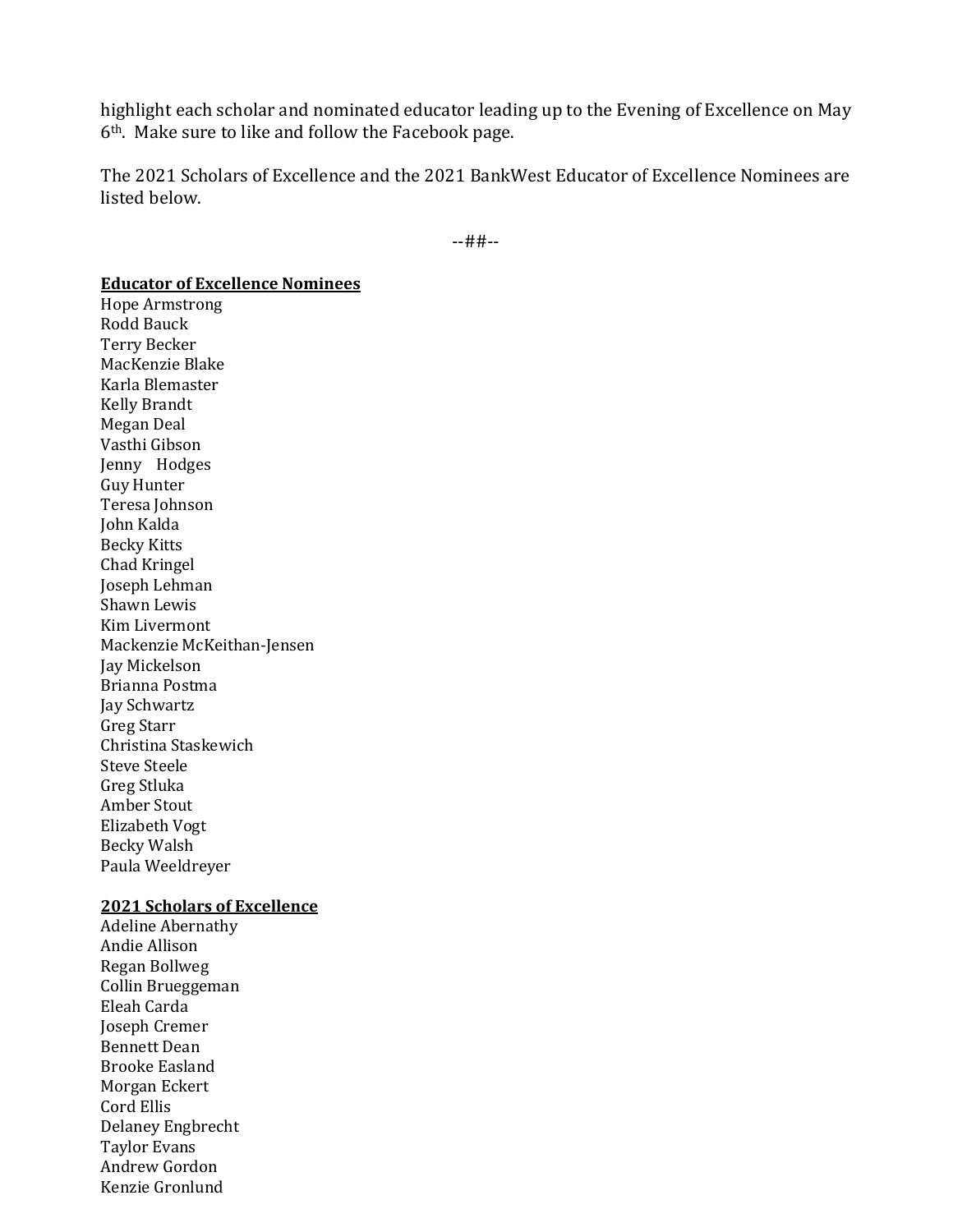highlight each scholar and nominated educator leading up to the Evening of Excellence on May 6th. Make sure to like and follow the Facebook page.

The 2021 Scholars of Excellence and the 2021 BankWest Educator of Excellence Nominees are listed below.

--##--

**Educator of Excellence Nominees**

Hope Armstrong
Rodd Bauck
Terry Becker
MacKenzie Blake
Karla Blemaster
Kelly Brandt
Megan Deal
Vasthi Gibson
Jenny Hodges
Guy Hunter
Teresa Johnson
John Kalda
Becky Kitts
Chad Kringel
Joseph Lehman
Shawn Lewis
Kim Livermont
Mackenzie McKeithan-Jensen
Jay Mickelson
Brianna Postma
Jay Schwartz
Greg Starr
Christina Staskewich
Steve Steele
Greg Stluka
Amber Stout
Elizabeth Vogt
Becky Walsh
Paula Weeldreyer

**2021 Scholars of Excellence**

Adeline Abernathy
Andie Allison
Regan Bollweg
Collin Brueggeman
Eleah Carda
Joseph Cremer
Bennett Dean
Brooke Easland
Morgan Eckert
Cord Ellis
Delaney Engbrecht
Taylor Evans
Andrew Gordon
Kenzie Gronlund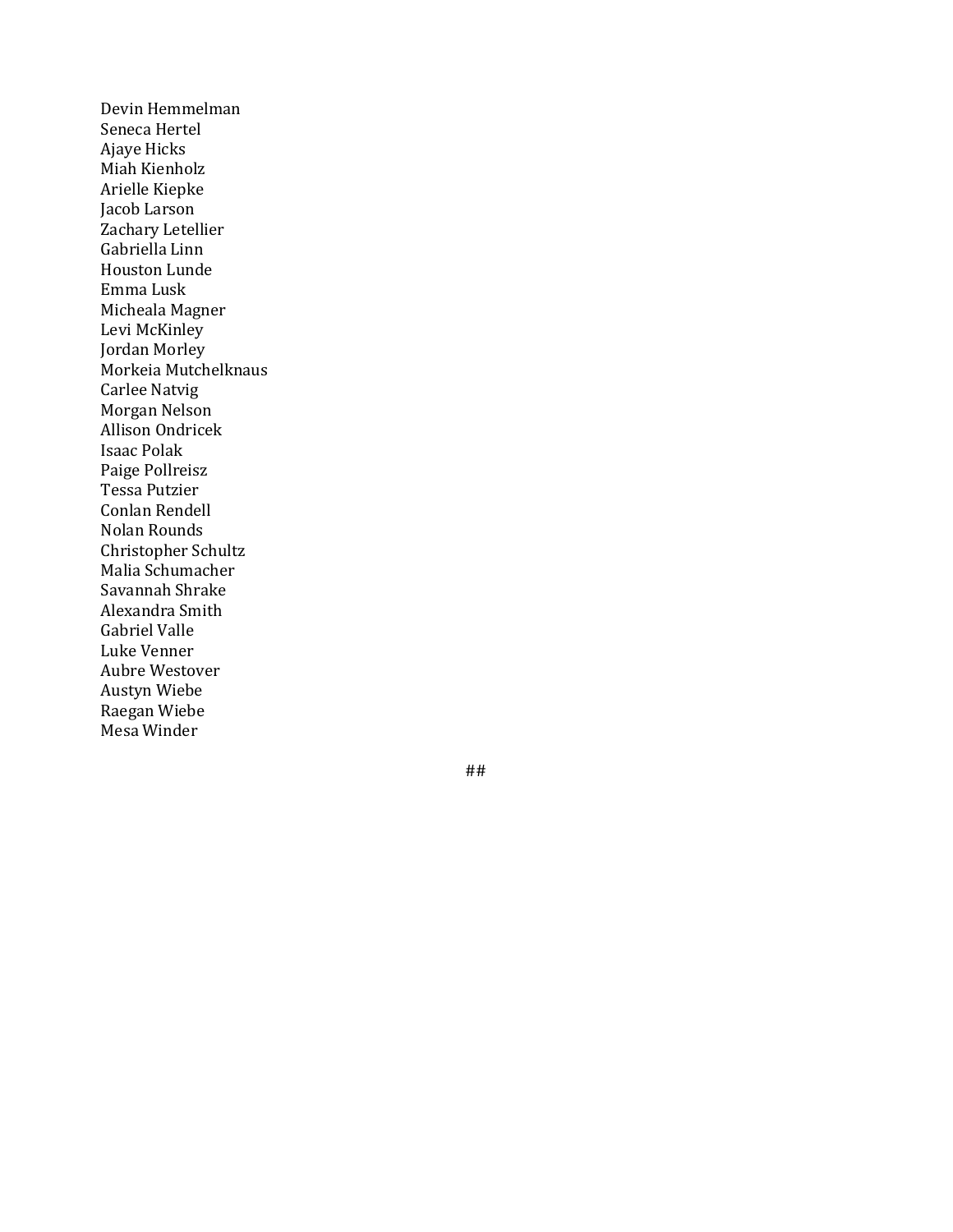Devin Hemmelman
Seneca Hertel
Ajaye Hicks
Miah Kienholz
Arielle Kiepke
Jacob Larson
Zachary Letellier
Gabriella Linn
Houston Lunde
Emma Lusk
Micheala Magner
Levi McKinley
Jordan Morley
Morkeia Mutchelknaus
Carlee Natvig
Morgan Nelson
Allison Ondricek
Isaac Polak
Paige Pollreisz
Tessa Putzier
Conlan Rendell
Nolan Rounds
Christopher Schultz
Malia Schumacher
Savannah Shrake
Alexandra Smith
Gabriel Valle
Luke Venner
Aubre Westover
Austyn Wiebe
Raegan Wiebe
Mesa Winder

##